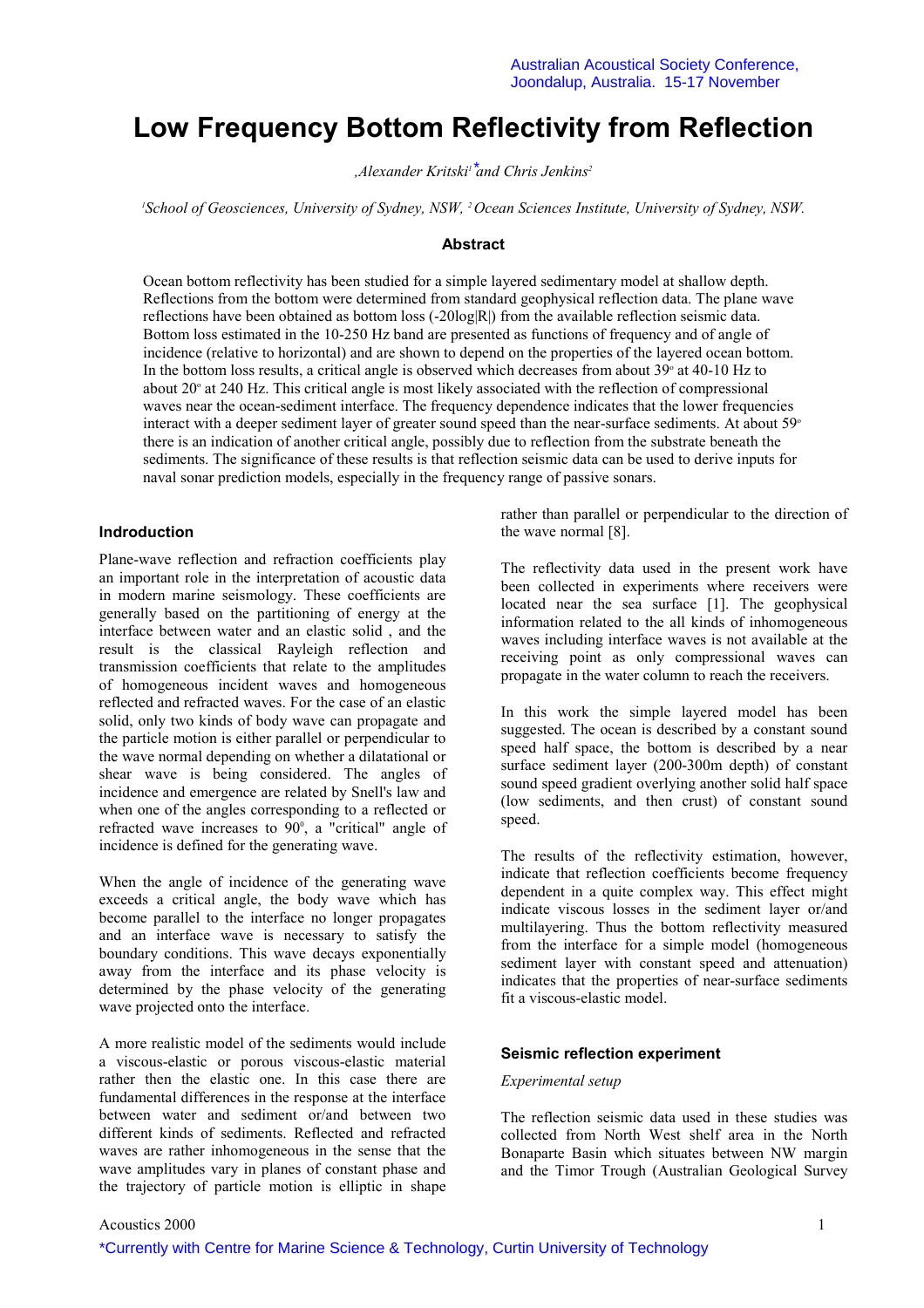Australian Acoustical Society Conference, Joondalup, Australia. 15-17 November

# Low Frequency Bottom Reflectivity from Reflection

*,Alexander Kritski[1]\*and Chris Jenkins[2]*

*[1]School of Geosciences, University of Sydney, NSW, [2]Ocean Sciences Institute, University of Sydney, NSW.*

## Abstract

Ocean bottom reflectivity has been studied for a simple layered sedimentary model at shallow depth. Reflections from the bottom were determined from standard geophysical reflection data. The plane wave reflections have been obtained as bottom loss (-20log|R|) from the available reflection seismic data. Bottom loss estimated in the 10-250 Hz band are presented as functions of frequency and of angle of incidence (relative to horizontal) and are shown to depend on the properties of the layered ocean bottom. In the bottom loss results, a critical angle is observed which decreases from about 39° at 40-10 Hz to about 20° at 240 Hz. This critical angle is most likely associated with the reflection of compressional waves near the ocean-sediment interface. The frequency dependence indicates that the lower frequencies interact with a deeper sediment layer of greater sound speed than the near-surface sediments. At about 59° there is an indication of another critical angle, possibly due to reflection from the substrate beneath the sediments. The significance of these results is that reflection seismic data can be used to derive inputs for naval sonar prediction models, especially in the frequency range of passive sonars.

### Indroduction

Plane-wave reflection and refraction coefficients play an important role in the interpretation of acoustic data in modern marine seismology. These coefficients are generally based on the partitioning of energy at the interface between water and an elastic solid , and the result is the classical Rayleigh reflection and transmission coefficients that relate to the amplitudes of homogeneous incident waves and homogeneous reflected and refracted waves. For the case of an elastic solid, only two kinds of body wave can propagate and the particle motion is either parallel or perpendicular to the wave normal depending on whether a dilatational or shear wave is being considered. The angles of incidence and emergence are related by Snell's law and when one of the angles corresponding to a reflected or refracted wave increases to 90°, a "critical" angle of incidence is defined for the generating wave.

When the angle of incidence of the generating wave exceeds a critical angle, the body wave which has become parallel to the interface no longer propagates and an interface wave is necessary to satisfy the boundary conditions. This wave decays exponentially away from the interface and its phase velocity is determined by the phase velocity of the generating wave projected onto the interface.

A more realistic model of the sediments would include a viscous-elastic or porous viscous-elastic material rather then the elastic one. In this case there are fundamental differences in the response at the interface between water and sediment or/and between two different kinds of sediments. Reflected and refracted waves are rather inhomogeneous in the sense that the wave amplitudes vary in planes of constant phase and the trajectory of particle motion is elliptic in shape rather than parallel or perpendicular to the direction of the wave normal [8].

The reflectivity data used in the present work have been collected in experiments where receivers were located near the sea surface [1]. The geophysical information related to the all kinds of inhomogeneous waves including interface waves is not available at the receiving point as only compressional waves can propagate in the water column to reach the receivers.

In this work the simple layered model has been suggested. The ocean is described by a constant sound speed half space, the bottom is described by a near surface sediment layer (200-300m depth) of constant sound speed gradient overlying another solid half space (low sediments, and then crust) of constant sound speed.

The results of the reflectivity estimation, however, indicate that reflection coefficients become frequency dependent in a quite complex way. This effect might indicate viscous losses in the sediment layer or/and multilayering. Thus the bottom reflectivity measured from the interface for a simple model (homogeneous sediment layer with constant speed and attenuation) indicates that the properties of near-surface sediments fit a viscous-elastic model.

### Seismic reflection experiment

*Experimental setup*

The reflection seismic data used in these studies was collected from North West shelf area in the North Bonaparte Basin which situates between NW margin and the Timor Trough (Australian Geological Survey

\*Currently with Centre for Marine Science & Technology, Curtin University of Technology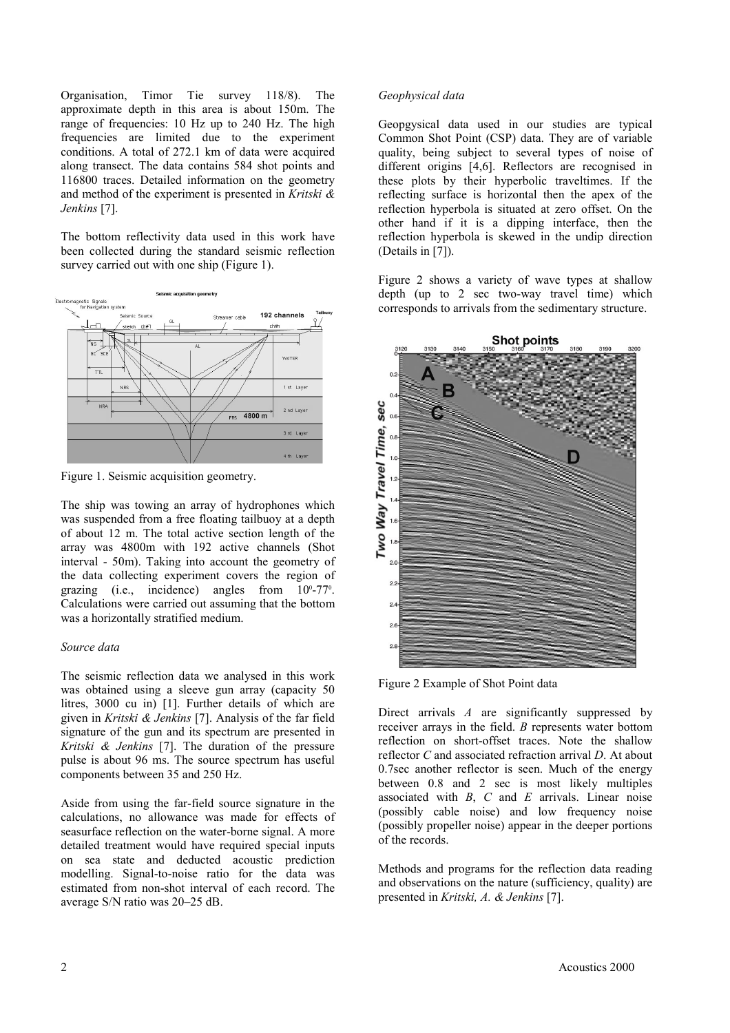Organisation, Timor Tie survey 118/8). The approximate depth in this area is about 150m. The range of frequencies: 10 Hz up to 240 Hz. The high frequencies are limited due to the experiment conditions. A total of 272.1 km of data were acquired along transect. The data contains 584 shot points and 116800 traces. Detailed information on the geometry and method of the experiment is presented in *Kritski & Jenkins* [7].

The bottom reflectivity data used in this work have been collected during the standard seismic reflection survey carried out with one ship (Figure 1).

Seismic acquisition geometry

Electromagnetic Signals for Navigation system

Seismic Source

Streamer cable

192 channels

Tailbuoy

GL

stretch ch#1

ch#n

NS

SL

AL

BC SCE

WATER

TTL

NRS

1 st Layer

NRA

2 nd Layer

FRS 4800 m

3 rd Layer

4 th Layer

Figure 1. Seismic acquisition geometry.

The ship was towing an array of hydrophones which was suspended from a free floating tailbuoy at a depth of about 12 m. The total active section length of the array was 4800m with 192 active channels (Shot interval - 50m). Taking into account the geometry of the data collecting experiment covers the region of grazing (i.e., incidence) angles from $10^o$-$77^o$. Calculations were carried out assuming that the bottom was a horizontally stratified medium.

*Source data*

The seismic reflection data we analysed in this work was obtained using a sleeve gun array (capacity 50 litres, 3000 cu in) [1]. Further details of which are given in *Kritski & Jenkins* [7]. Analysis of the far field signature of the gun and its spectrum are presented in *Kritski & Jenkins* [7]. The duration of the pressure pulse is about 96 ms. The source spectrum has useful components between 35 and 250 Hz.

Aside from using the far-field source signature in the calculations, no allowance was made for effects of seasurface reflection on the water-borne signal. A more detailed treatment would have required special inputs on sea state and deducted acoustic prediction modelling. Signal-to-noise ratio for the data was estimated from non-shot interval of each record. The average S/N ratio was 20–25 dB.

*Geophysical data*

Geopgysical data used in our studies are typical Common Shot Point (CSP) data. They are of variable quality, being subject to several types of noise of different origins [4,6]. Reflectors are recognised in these plots by their hyperbolic traveltimes. If the reflecting surface is horizontal then the apex of the reflection hyperbola is situated at zero offset. On the other hand if it is a dipping interface, then the reflection hyperbola is skewed in the undip direction (Details in [7]).

Figure 2 shows a variety of wave types at shallow depth (up to 2 sec two-way travel time) which corresponds to arrivals from the sedimentary structure.

Shot points

3120 3130 3140 3150 3160 3170 3180 3190 3200

Two Way Travel Time, sec

0 0.2 0.4 0.6 0.8 1.0 1.2 1.4 1.6 1.8 2.0 2.2 2.4 2.6 2.8

A

B

C

D

Figure 2 Example of Shot Point data

Direct arrivals *A* are significantly suppressed by receiver arrays in the field. *B* represents water bottom reflection on short-offset traces. Note the shallow reflector *C* and associated refraction arrival *D*. At about 0.7sec another reflector is seen. Much of the energy between 0.8 and 2 sec is most likely multiples associated with *B*, *C* and *E* arrivals. Linear noise (possibly cable noise) and low frequency noise (possibly propeller noise) appear in the deeper portions of the records.

Methods and programs for the reflection data reading and observations on the nature (sufficiency, quality) are presented in *Kritski, A. & Jenkins* [7].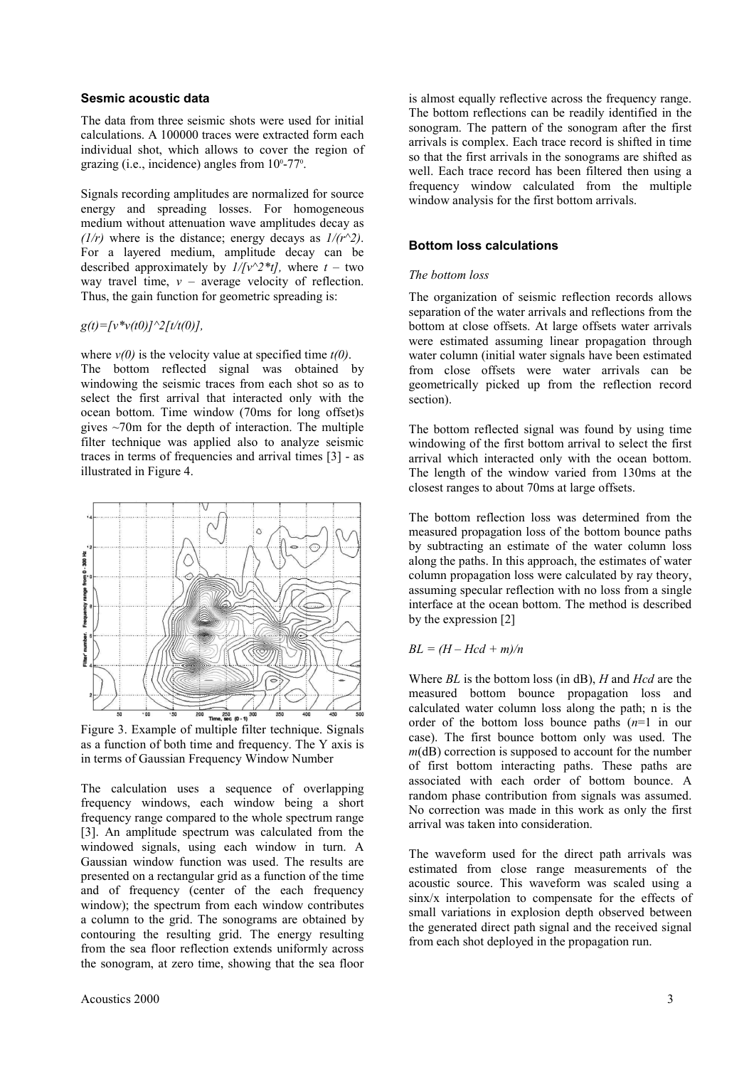### Sesmic acoustic data

The data from three seismic shots were used for initial calculations. A 100000 traces were extracted form each individual shot, which allows to cover the region of grazing (i.e., incidence) angles from $10^{o}$-$77^{o}$.

Signals recording amplitudes are normalized for source energy and spreading losses. For homogeneous medium without attenuation wave amplitudes decay as *(1/r)* where is the distance; energy decays as *1/(r^2)*. For a layered medium, amplitude decay can be described approximately by *1/[v^2*t]*, where *t* – two way travel time, *v* – average velocity of reflection. Thus, the gain function for geometric spreading is:

*g(t)=[v*v(t0)]^2[t/t(0)],*

where *v(0)* is the velocity value at specified time *t(0)*.
The bottom reflected signal was obtained by windowing the seismic traces from each shot so as to select the first arrival that interacted only with the ocean bottom. Time window (70ms for long offset)s gives ~70m for the depth of interaction. The multiple filter technique was applied also to analyze seismic traces in terms of frequencies and arrival times [3] - as illustrated in Figure 4.

Filter number. Frequency range from 0 - 300 Hz
Time, sec (0 - 1)
50 100 150 200 250 300 350 400 450 500
2 4 6 8 10 12 14

Figure 3. Example of multiple filter technique. Signals as a function of both time and frequency. The Y axis is in terms of Gaussian Frequency Window Number

The calculation uses a sequence of overlapping frequency windows, each window being a short frequency range compared to the whole spectrum range [3]. An amplitude spectrum was calculated from the windowed signals, using each window in turn. A Gaussian window function was used. The results are presented on a rectangular grid as a function of the time and of frequency (center of the each frequency window); the spectrum from each window contributes a column to the grid. The sonograms are obtained by contouring the resulting grid. The energy resulting from the sea floor reflection extends uniformly across the sonogram, at zero time, showing that the sea floor is almost equally reflective across the frequency range. The bottom reflections can be readily identified in the sonogram. The pattern of the sonogram after the first arrivals is complex. Each trace record is shifted in time so that the first arrivals in the sonograms are shifted as well. Each trace record has been filtered then using a frequency window calculated from the multiple window analysis for the first bottom arrivals.

### Bottom loss calculations

*The bottom loss*

The organization of seismic reflection records allows separation of the water arrivals and reflections from the bottom at close offsets. At large offsets water arrivals were estimated assuming linear propagation through water column (initial water signals have been estimated from close offsets were water arrivals can be geometrically picked up from the reflection record section).

The bottom reflected signal was found by using time windowing of the first bottom arrival to select the first arrival which interacted only with the ocean bottom. The length of the window varied from 130ms at the closest ranges to about 70ms at large offsets.

The bottom reflection loss was determined from the measured propagation loss of the bottom bounce paths by subtracting an estimate of the water column loss along the paths. In this approach, the estimates of water column propagation loss were calculated by ray theory, assuming specular reflection with no loss from a single interface at the ocean bottom. The method is described by the expression [2]

$$BL = (H - Hcd + m)/n$$

Where *BL* is the bottom loss (in dB), *H* and *Hcd* are the measured bottom bounce propagation loss and calculated water column loss along the path; n is the order of the bottom loss bounce paths ($n$=1 in our case). The first bounce bottom only was used. The *m*(dB) correction is supposed to account for the number of first bottom interacting paths. These paths are associated with each order of bottom bounce. A random phase contribution from signals was assumed. No correction was made in this work as only the first arrival was taken into consideration.

The waveform used for the direct path arrivals was estimated from close range measurements of the acoustic source. This waveform was scaled using a sinx/x interpolation to compensate for the effects of small variations in explosion depth observed between the generated direct path signal and the received signal from each shot deployed in the propagation run.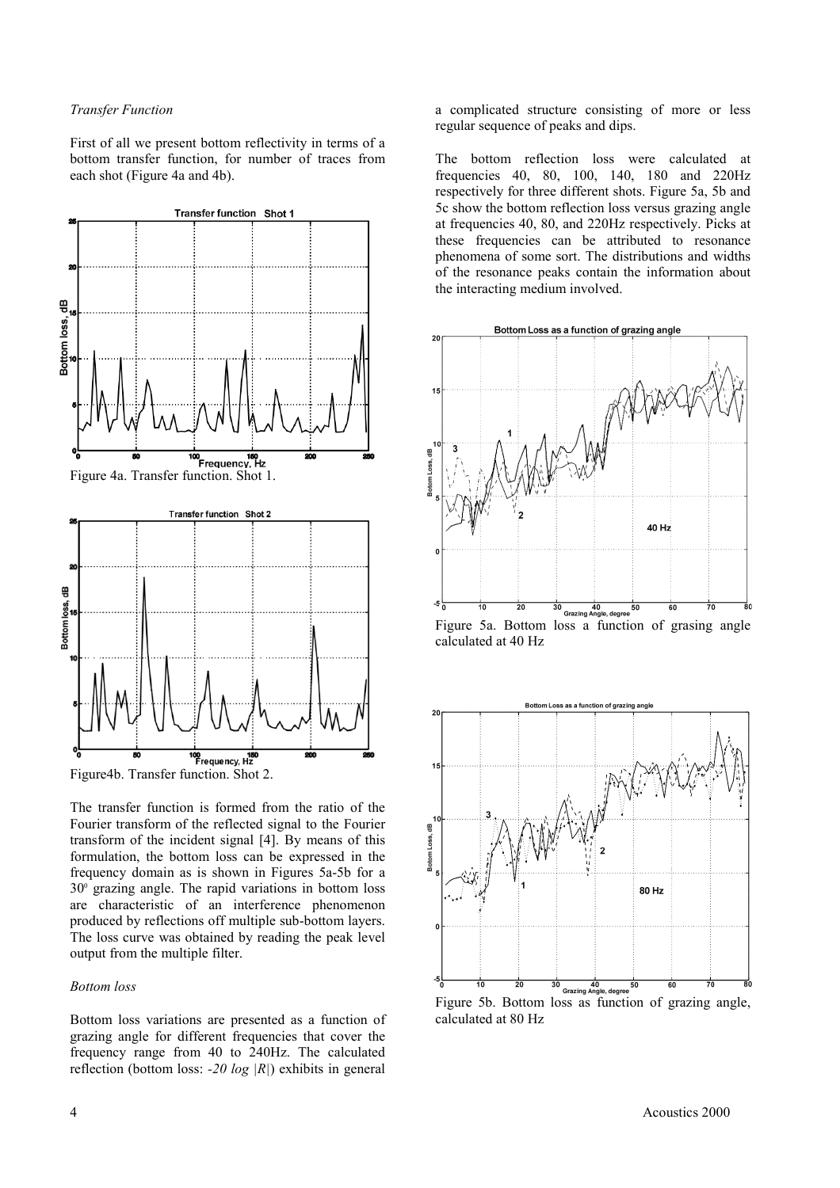*Transfer Function*

First of all we present bottom reflectivity in terms of a bottom transfer function, for number of traces from each shot (Figure 4a and 4b).

Transfer function Shot 1

Bottom loss, dB

Frequency, Hz

Figure 4a. Transfer function. Shot 1.

Transfer function Shot 2

Bottom loss, dB

Frequency, Hz

Figure4b. Transfer function. Shot 2.

The transfer function is formed from the ratio of the Fourier transform of the reflected signal to the Fourier transform of the incident signal [4]. By means of this formulation, the bottom loss can be expressed in the frequency domain as is shown in Figures 5a-5b for a $30^0$ grazing angle. The rapid variations in bottom loss are characteristic of an interference phenomenon produced by reflections off multiple sub-bottom layers. The loss curve was obtained by reading the peak level output from the multiple filter.

*Bottom loss*

Bottom loss variations are presented as a function of grazing angle for different frequencies that cover the frequency range from 40 to 240Hz. The calculated reflection (bottom loss: $-20 \log |R|$) exhibits in general a complicated structure consisting of more or less regular sequence of peaks and dips.

The bottom reflection loss were calculated at frequencies 40, 80, 100, 140, 180 and 220Hz respectively for three different shots. Figure 5a, 5b and 5c show the bottom reflection loss versus grazing angle at frequencies 40, 80, and 220Hz respectively. Picks at these frequencies can be attributed to resonance phenomena of some sort. The distributions and widths of the resonance peaks contain the information about the interacting medium involved.

Bottom Loss as a function of grazing angle

Bottom Loss, dB

Grazing Angle, degree

40 Hz

Figure 5a. Bottom loss a function of grasing angle calculated at 40 Hz

Bottom Loss as a function of grazing angle

Bottom Loss, dB

Grazing Angle, degree

80 Hz

Figure 5b. Bottom loss as function of grazing angle, calculated at 80 Hz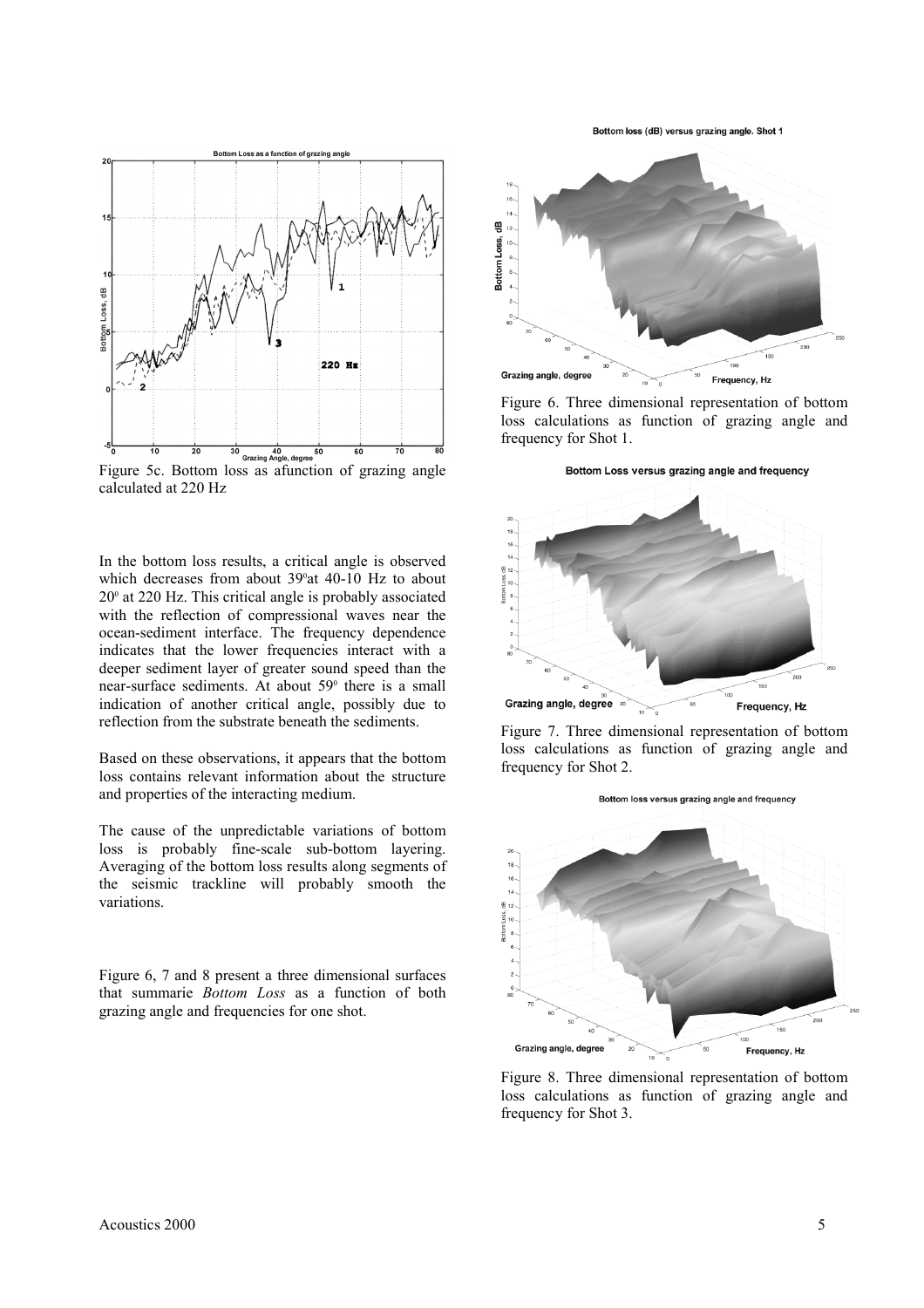Bottom Loss as a function of grazing angle

20

15

10

5

0

-5

Bottom Loss, dB

0 10 20 30 40 50 60 70 80

Grazing Angle, degree

1

2

3

220 Hz

Figure 5c. Bottom loss as afunction of grazing angle calculated at 220 Hz

In the bottom loss results, a critical angle is observed which decreases from about 39°at 40-10 Hz to about 20° at 220 Hz. This critical angle is probably associated with the reflection of compressional waves near the ocean-sediment interface. The frequency dependence indicates that the lower frequencies interact with a deeper sediment layer of greater sound speed than the near-surface sediments. At about 59° there is a small indication of another critical angle, possibly due to reflection from the substrate beneath the sediments.

Based on these observations, it appears that the bottom loss contains relevant information about the structure and properties of the interacting medium.

The cause of the unpredictable variations of bottom loss is probably fine-scale sub-bottom layering. Averaging of the bottom loss results along segments of the seismic trackline will probably smooth the variations.

Figure 6, 7 and 8 present a three dimensional surfaces that summarie *Bottom Loss* as a function of both grazing angle and frequencies for one shot.

Bottom loss (dB) versus grazing angle. Shot 1

Bottom Loss, dB

Grazing angle, degree

Frequency, Hz

Figure 6. Three dimensional representation of bottom loss calculations as function of grazing angle and frequency for Shot 1.

Bottom Loss versus grazing angle and frequency

Bottom Loss, dB

Grazing angle, degree

Frequency, Hz

Figure 7. Three dimensional representation of bottom loss calculations as function of grazing angle and frequency for Shot 2.

Bottom loss versus grazing angle and frequency

Bottom Loss, dB

Grazing angle, degree

Frequency, Hz

Figure 8. Three dimensional representation of bottom loss calculations as function of grazing angle and frequency for Shot 3.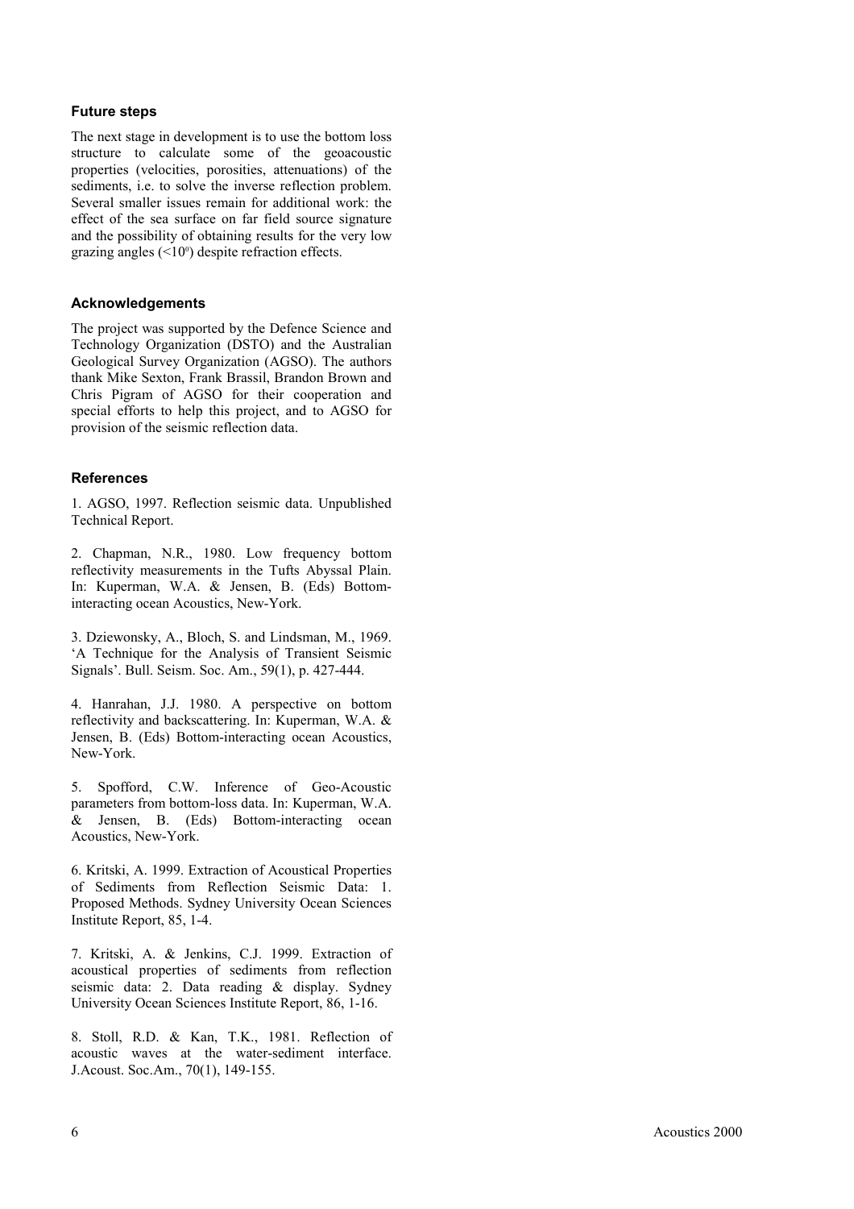## Future steps

The next stage in development is to use the bottom loss structure to calculate some of the geoacoustic properties (velocities, porosities, attenuations) of the sediments, i.e. to solve the inverse reflection problem. Several smaller issues remain for additional work: the effect of the sea surface on far field source signature and the possibility of obtaining results for the very low grazing angles ($<10^{o}$) despite refraction effects.

## Acknowledgements

The project was supported by the Defence Science and Technology Organization (DSTO) and the Australian Geological Survey Organization (AGSO). The authors thank Mike Sexton, Frank Brassil, Brandon Brown and Chris Pigram of AGSO for their cooperation and special efforts to help this project, and to AGSO for provision of the seismic reflection data.

## References

1. AGSO, 1997. Reflection seismic data. Unpublished Technical Report.

2. Chapman, N.R., 1980. Low frequency bottom reflectivity measurements in the Tufts Abyssal Plain. In: Kuperman, W.A. & Jensen, B. (Eds) Bottom-interacting ocean Acoustics, New-York.

3. Dziewonsky, A., Bloch, S. and Lindsman, M., 1969. 'A Technique for the Analysis of Transient Seismic Signals'. Bull. Seism. Soc. Am., 59(1), p. 427-444.

4. Hanrahan, J.J. 1980. A perspective on bottom reflectivity and backscattering. In: Kuperman, W.A. & Jensen, B. (Eds) Bottom-interacting ocean Acoustics, New-York.

5. Spofford, C.W. Inference of Geo-Acoustic parameters from bottom-loss data. In: Kuperman, W.A. & Jensen, B. (Eds) Bottom-interacting ocean Acoustics, New-York.

6. Kritski, A. 1999. Extraction of Acoustical Properties of Sediments from Reflection Seismic Data: 1. Proposed Methods. Sydney University Ocean Sciences Institute Report, 85, 1-4.

7. Kritski, A. & Jenkins, C.J. 1999. Extraction of acoustical properties of sediments from reflection seismic data: 2. Data reading & display. Sydney University Ocean Sciences Institute Report, 86, 1-16.

8. Stoll, R.D. & Kan, T.K., 1981. Reflection of acoustic waves at the water-sediment interface. J.Acoust. Soc.Am., 70(1), 149-155.